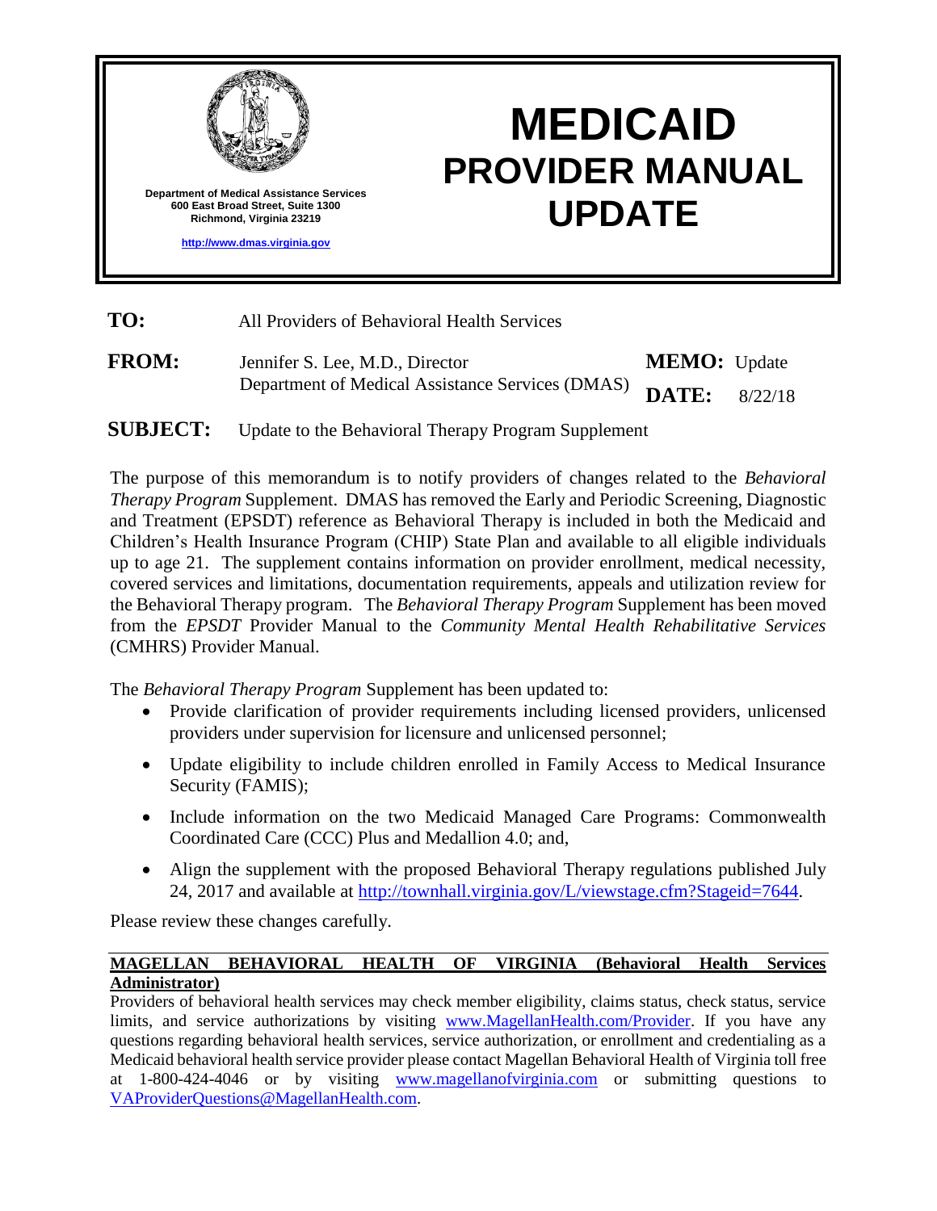Department of Medical Assistance Services
600 East Broad Street, Suite 1300
Richmond, Virginia 23219

http://www.dmas.virginia.gov

# MEDICAID PROVIDER MANUAL UPDATE

**TO:** All Providers of Behavioral Health Services

**FROM:** Jennifer S. Lee, M.D., Director
Department of Medical Assistance Services (DMAS)

**MEMO:** Update

**DATE:** 8/22/18

**SUBJECT:** Update to the Behavioral Therapy Program Supplement

The purpose of this memorandum is to notify providers of changes related to the *Behavioral Therapy Program* Supplement. DMAS has removed the Early and Periodic Screening, Diagnostic and Treatment (EPSDT) reference as Behavioral Therapy is included in both the Medicaid and Children's Health Insurance Program (CHIP) State Plan and available to all eligible individuals up to age 21. The supplement contains information on provider enrollment, medical necessity, covered services and limitations, documentation requirements, appeals and utilization review for the Behavioral Therapy program. The *Behavioral Therapy Program* Supplement has been moved from the *EPSDT* Provider Manual to the *Community Mental Health Rehabilitative Services* (CMHRS) Provider Manual.

The *Behavioral Therapy Program* Supplement has been updated to:

- Provide clarification of provider requirements including licensed providers, unlicensed providers under supervision for licensure and unlicensed personnel;
- Update eligibility to include children enrolled in Family Access to Medical Insurance Security (FAMIS);
- Include information on the two Medicaid Managed Care Programs: Commonwealth Coordinated Care (CCC) Plus and Medallion 4.0; and,
- Align the supplement with the proposed Behavioral Therapy regulations published July 24, 2017 and available at http://townhall.virginia.gov/L/viewstage.cfm?Stageid=7644.

Please review these changes carefully.

**MAGELLAN BEHAVIORAL HEALTH OF VIRGINIA (Behavioral Health Services Administrator)**

Providers of behavioral health services may check member eligibility, claims status, check status, service limits, and service authorizations by visiting www.MagellanHealth.com/Provider. If you have any questions regarding behavioral health services, service authorization, or enrollment and credentialing as a Medicaid behavioral health service provider please contact Magellan Behavioral Health of Virginia toll free at 1-800-424-4046 or by visiting www.magellanofvirginia.com or submitting questions to VAProviderQuestions@MagellanHealth.com.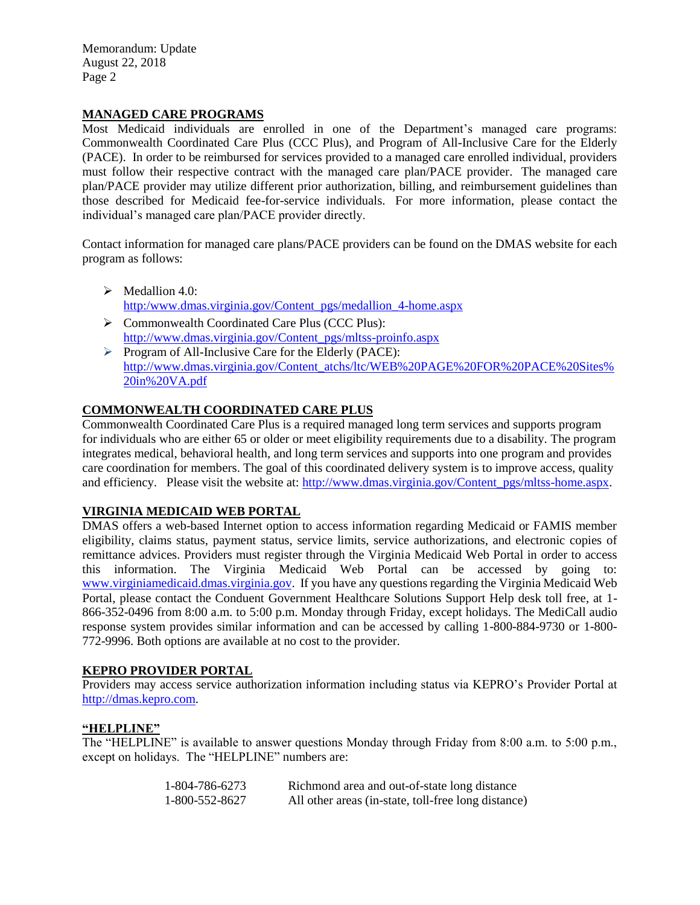## MANAGED CARE PROGRAMS

Most Medicaid individuals are enrolled in one of the Department's managed care programs: Commonwealth Coordinated Care Plus (CCC Plus), and Program of All-Inclusive Care for the Elderly (PACE). In order to be reimbursed for services provided to a managed care enrolled individual, providers must follow their respective contract with the managed care plan/PACE provider. The managed care plan/PACE provider may utilize different prior authorization, billing, and reimbursement guidelines than those described for Medicaid fee-for-service individuals. For more information, please contact the individual's managed care plan/PACE provider directly.

Contact information for managed care plans/PACE providers can be found on the DMAS website for each program as follows:

- Medallion 4.0:
  http:/www.dmas.virginia.gov/Content_pgs/medallion_4-home.aspx
- Commonwealth Coordinated Care Plus (CCC Plus):
  http://www.dmas.virginia.gov/Content_pgs/mltss-proinfo.aspx
- Program of All-Inclusive Care for the Elderly (PACE):
  http://www.dmas.virginia.gov/Content_atchs/ltc/WEB%20PAGE%20FOR%20PACE%20Sites%20in%20VA.pdf

## COMMONWEALTH COORDINATED CARE PLUS

Commonwealth Coordinated Care Plus is a required managed long term services and supports program for individuals who are either 65 or older or meet eligibility requirements due to a disability. The program integrates medical, behavioral health, and long term services and supports into one program and provides care coordination for members. The goal of this coordinated delivery system is to improve access, quality and efficiency. Please visit the website at: http://www.dmas.virginia.gov/Content_pgs/mltss-home.aspx.

## VIRGINIA MEDICAID WEB PORTAL

DMAS offers a web-based Internet option to access information regarding Medicaid or FAMIS member eligibility, claims status, payment status, service limits, service authorizations, and electronic copies of remittance advices. Providers must register through the Virginia Medicaid Web Portal in order to access this information. The Virginia Medicaid Web Portal can be accessed by going to: www.virginiamedicaid.dmas.virginia.gov. If you have any questions regarding the Virginia Medicaid Web Portal, please contact the Conduent Government Healthcare Solutions Support Help desk toll free, at 1-866-352-0496 from 8:00 a.m. to 5:00 p.m. Monday through Friday, except holidays. The MediCall audio response system provides similar information and can be accessed by calling 1-800-884-9730 or 1-800-772-9996. Both options are available at no cost to the provider.

## KEPRO PROVIDER PORTAL

Providers may access service authorization information including status via KEPRO's Provider Portal at http://dmas.kepro.com.

## "HELPLINE"

The "HELPLINE" is available to answer questions Monday through Friday from 8:00 a.m. to 5:00 p.m., except on holidays. The "HELPLINE" numbers are:

| | |
|---|---|
| 1-804-786-6273 | Richmond area and out-of-state long distance |
| 1-800-552-8627 | All other areas (in-state, toll-free long distance) |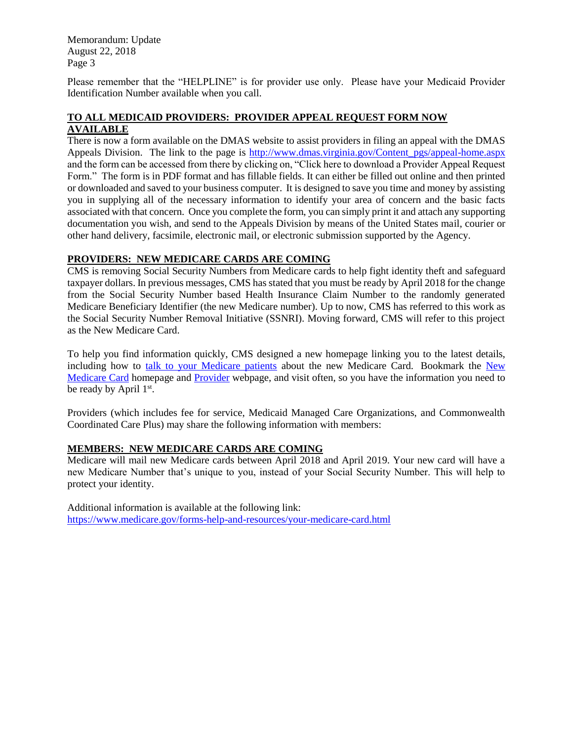Please remember that the "HELPLINE" is for provider use only. Please have your Medicaid Provider Identification Number available when you call.

**TO ALL MEDICAID PROVIDERS: PROVIDER APPEAL REQUEST FORM NOW AVAILABLE**

There is now a form available on the DMAS website to assist providers in filing an appeal with the DMAS Appeals Division. The link to the page is [http://www.dmas.virginia.gov/Content_pgs/appeal-home.aspx](http://www.dmas.virginia.gov/Content_pgs/appeal-home.aspx) and the form can be accessed from there by clicking on, "Click here to download a Provider Appeal Request Form." The form is in PDF format and has fillable fields. It can either be filled out online and then printed or downloaded and saved to your business computer. It is designed to save you time and money by assisting you in supplying all of the necessary information to identify your area of concern and the basic facts associated with that concern. Once you complete the form, you can simply print it and attach any supporting documentation you wish, and send to the Appeals Division by means of the United States mail, courier or other hand delivery, facsimile, electronic mail, or electronic submission supported by the Agency.

**PROVIDERS: NEW MEDICARE CARDS ARE COMING**

CMS is removing Social Security Numbers from Medicare cards to help fight identity theft and safeguard taxpayer dollars. In previous messages, CMS has stated that you must be ready by April 2018 for the change from the Social Security Number based Health Insurance Claim Number to the randomly generated Medicare Beneficiary Identifier (the new Medicare number). Up to now, CMS has referred to this work as the Social Security Number Removal Initiative (SSNRI). Moving forward, CMS will refer to this project as the New Medicare Card.

To help you find information quickly, CMS designed a new homepage linking you to the latest details, including how to talk to your Medicare patients about the new Medicare Card. Bookmark the New Medicare Card homepage and Provider webpage, and visit often, so you have the information you need to be ready by April 1st.

Providers (which includes fee for service, Medicaid Managed Care Organizations, and Commonwealth Coordinated Care Plus) may share the following information with members:

**MEMBERS: NEW MEDICARE CARDS ARE COMING**

Medicare will mail new Medicare cards between April 2018 and April 2019. Your new card will have a new Medicare Number that's unique to you, instead of your Social Security Number. This will help to protect your identity.

Additional information is available at the following link:
[https://www.medicare.gov/forms-help-and-resources/your-medicare-card.html](https://www.medicare.gov/forms-help-and-resources/your-medicare-card.html)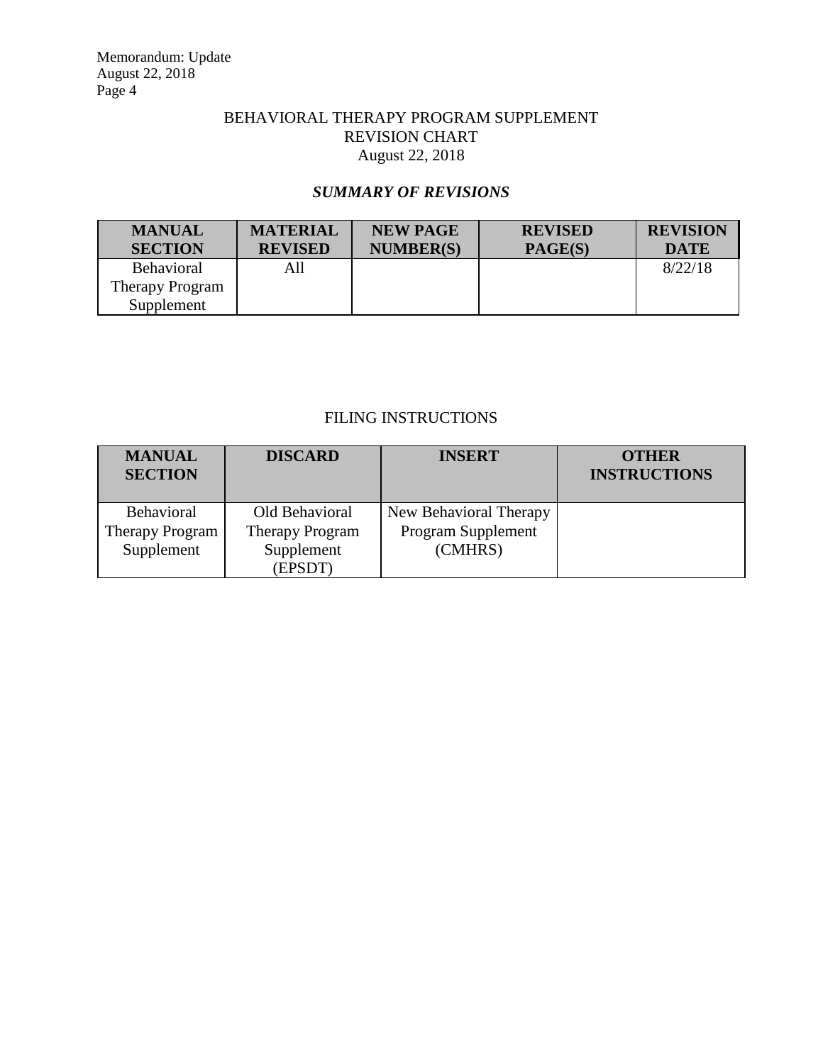# BEHAVIORAL THERAPY PROGRAM SUPPLEMENT
## REVISION CHART
## August 22, 2018

### *SUMMARY OF REVISIONS*

| MANUAL SECTION | MATERIAL REVISED | NEW PAGE NUMBER(S) | REVISED PAGE(S) | REVISION DATE |
|---|---|---|---|---|
| Behavioral Therapy Program Supplement | All | | | 8/22/18 |

### FILING INSTRUCTIONS

| MANUAL SECTION | DISCARD | INSERT | OTHER INSTRUCTIONS |
|---|---|---|---|
| Behavioral Therapy Program Supplement | Old Behavioral Therapy Program Supplement (EPSDT) | New Behavioral Therapy Program Supplement (CMHRS) | |